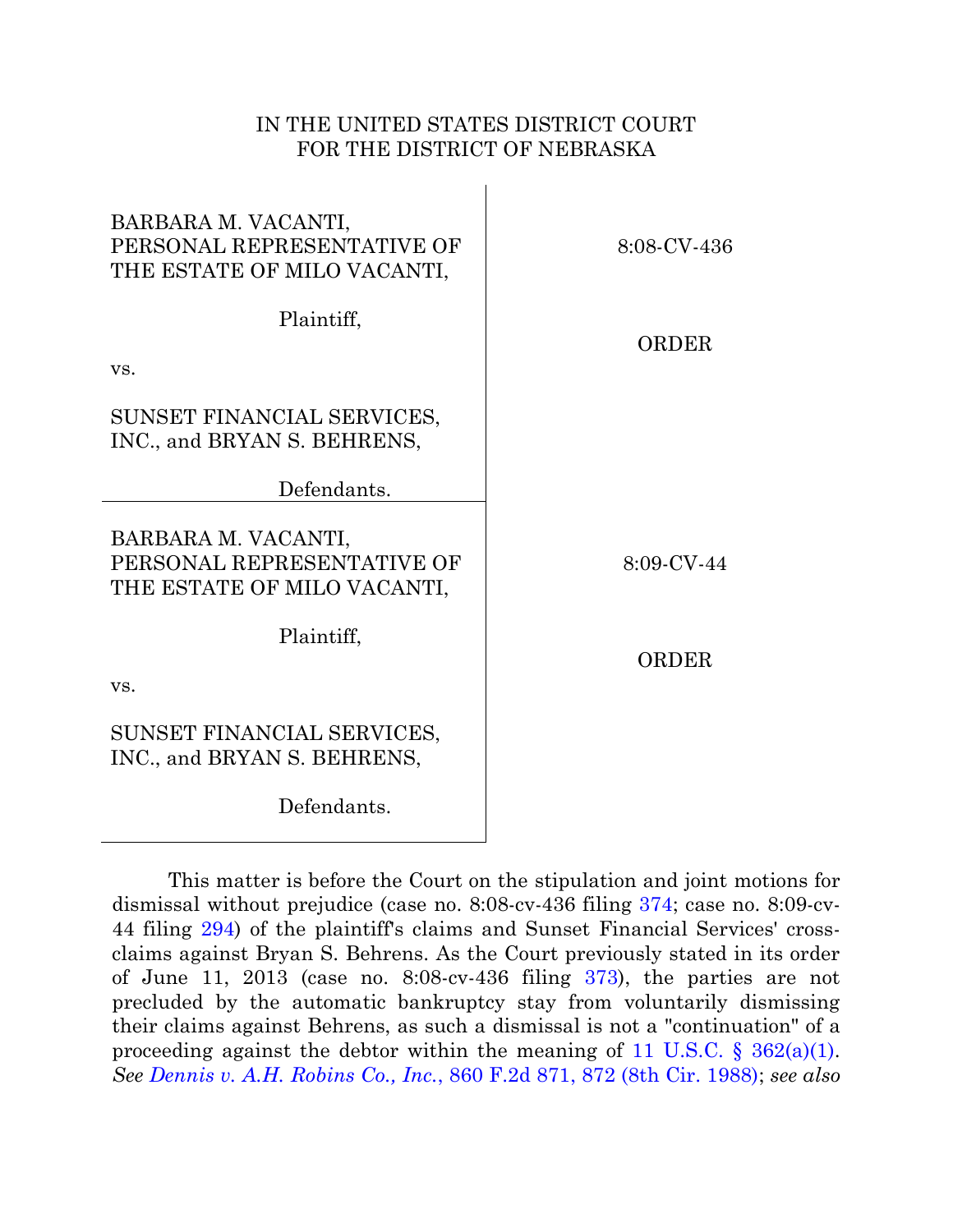IN THE UNITED STATES DISTRICT COURT
FOR THE DISTRICT OF NEBRASKA

| | |
|---|---|
| BARBARA M. VACANTI, PERSONAL REPRESENTATIVE OF THE ESTATE OF MILO VACANTI,<br><br>Plaintiff,<br><br>vs.<br><br>SUNSET FINANCIAL SERVICES, INC., and BRYAN S. BEHRENS,<br><br>Defendants. | 8:08-CV-436<br><br>ORDER |
| BARBARA M. VACANTI, PERSONAL REPRESENTATIVE OF THE ESTATE OF MILO VACANTI,<br><br>Plaintiff,<br><br>vs.<br><br>SUNSET FINANCIAL SERVICES, INC., and BRYAN S. BEHRENS,<br><br>Defendants. | 8:09-CV-44<br><br>ORDER |

This matter is before the Court on the stipulation and joint motions for dismissal without prejudice (case no. 8:08-cv-436 filing 374; case no. 8:09-cv-44 filing 294) of the plaintiff's claims and Sunset Financial Services' cross-claims against Bryan S. Behrens. As the Court previously stated in its order of June 11, 2013 (case no. 8:08-cv-436 filing 373), the parties are not precluded by the automatic bankruptcy stay from voluntarily dismissing their claims against Behrens, as such a dismissal is not a "continuation" of a proceeding against the debtor within the meaning of 11 U.S.C. § 362(a)(1). *See Dennis v. A.H. Robins Co., Inc.*, 860 F.2d 871, 872 (8th Cir. 1988); *see also*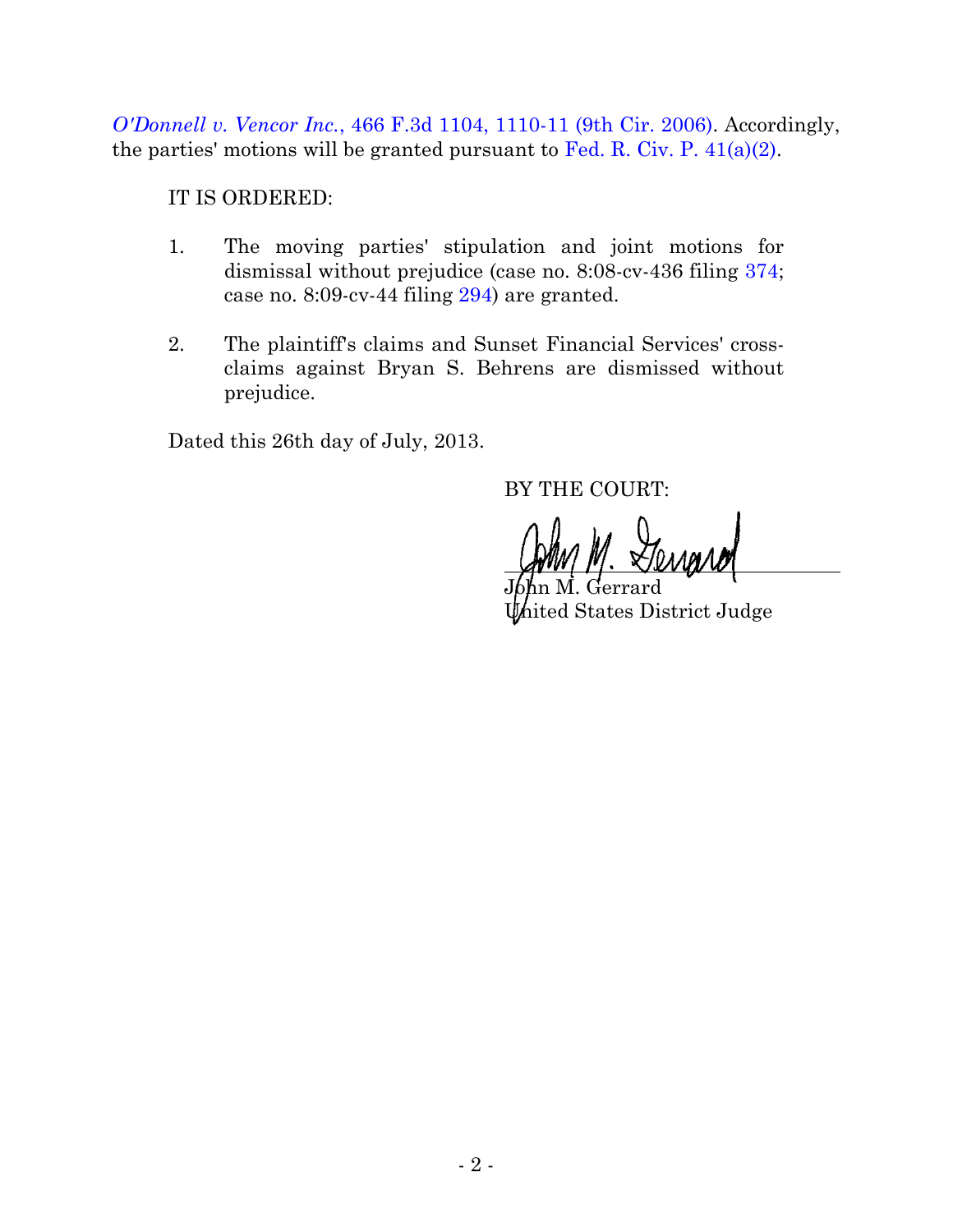*O'Donnell v. Vencor Inc.*, 466 F.3d 1104, 1110-11 (9th Cir. 2006). Accordingly, the parties' motions will be granted pursuant to Fed. R. Civ. P. 41(a)(2).

IT IS ORDERED:

1. The moving parties' stipulation and joint motions for dismissal without prejudice (case no. 8:08-cv-436 filing 374; case no. 8:09-cv-44 filing 294) are granted.

2. The plaintiff's claims and Sunset Financial Services' cross-claims against Bryan S. Behrens are dismissed without prejudice.

Dated this 26th day of July, 2013.

BY THE COURT:

John M. Gerrard
United States District Judge